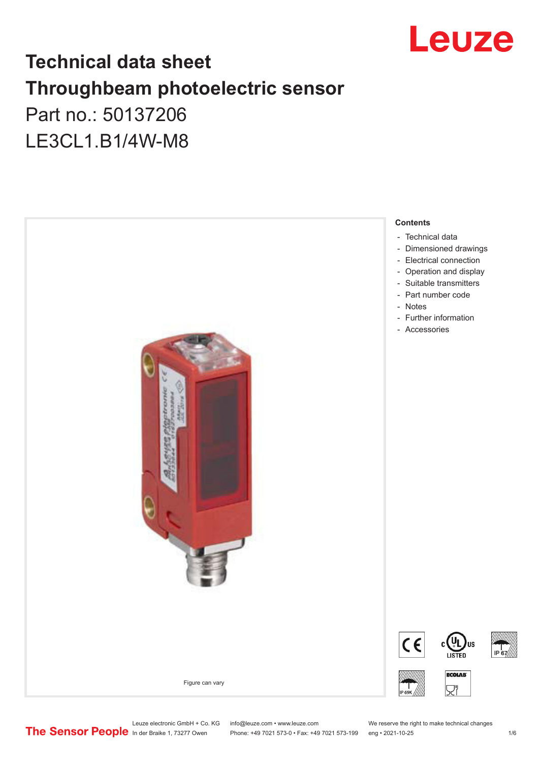Leuze

# Technical data sheet
# Throughbeam photoelectric sensor

Part no.: 50137206

LE3CL1.B1/4W-M8

Figure can vary

**Contents**

- Technical data
- Dimensioned drawings
- Electrical connection
- Operation and display
- Suitable transmitters
- Part number code
- Notes
- Further information
- Accessories

Leuze electronic GmbH + Co. KG
In der Braike 1, 73277 Owen

info@leuze.com • www.leuze.com
Phone: +49 7021 573-0 • Fax: +49 7021 573-199

We reserve the right to make technical changes
eng • 2021-10-25

The Sensor People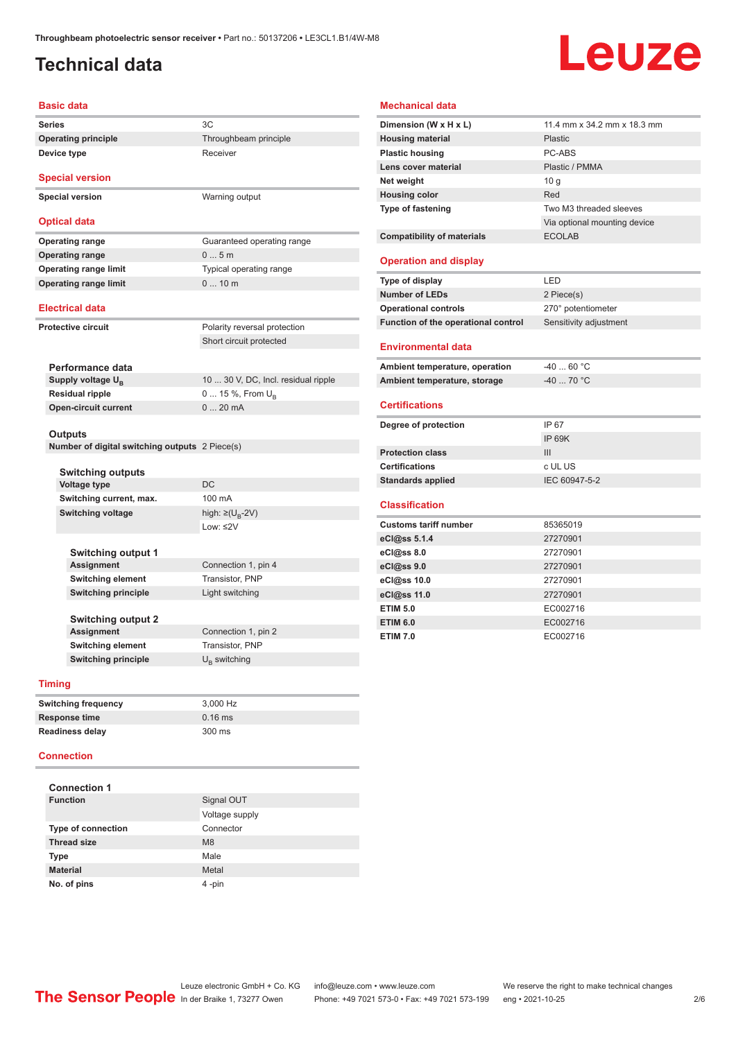# Technical data

## Basic data

| | |
|---|---|
| **Series** | 3C |
| **Operating principle** | Throughbeam principle |
| **Device type** | Receiver |

## Special version

| | |
|---|---|
| **Special version** | Warning output |

## Optical data

| | |
|---|---|
| **Operating range** | Guaranteed operating range |
| **Operating range** | 0 ... 5 m |
| **Operating range limit** | Typical operating range |
| **Operating range limit** | 0 ... 10 m |

## Electrical data

| | |
|---|---|
| **Protective circuit** | Polarity reversal protection |
| | Short circuit protected |

### Performance data

| | |
|---|---|
| **Supply voltage $U_B$** | 10 ... 30 V, DC, Incl. residual ripple |
| **Residual ripple** | 0 ... 15 %, From $U_B$ |
| **Open-circuit current** | 0 ... 20 mA |

### Outputs

| | |
|---|---|
| **Number of digital switching outputs** | 2 Piece(s) |

#### Switching outputs

| | |
|---|---|
| **Voltage type** | DC |
| **Switching current, max.** | 100 mA |
| **Switching voltage** | high: ≥($U_B$-2V) |
| | Low: ≤2V |

#### Switching output 1

| | |
|---|---|
| **Assignment** | Connection 1, pin 4 |
| **Switching element** | Transistor, PNP |
| **Switching principle** | Light switching |

#### Switching output 2

| | |
|---|---|
| **Assignment** | Connection 1, pin 2 |
| **Switching element** | Transistor, PNP |
| **Switching principle** | $U_B$ switching |

## Timing

| | |
|---|---|
| **Switching frequency** | 3,000 Hz |
| **Response time** | 0.16 ms |
| **Readiness delay** | 300 ms |

## Connection

### Connection 1

| | |
|---|---|
| **Function** | Signal OUT |
| | Voltage supply |
| **Type of connection** | Connector |
| **Thread size** | M8 |
| **Type** | Male |
| **Material** | Metal |
| **No. of pins** | 4 -pin |

## Mechanical data

| | |
|---|---|
| **Dimension (W x H x L)** | 11.4 mm x 34.2 mm x 18.3 mm |
| **Housing material** | Plastic |
| **Plastic housing** | PC-ABS |
| **Lens cover material** | Plastic / PMMA |
| **Net weight** | 10 g |
| **Housing color** | Red |
| **Type of fastening** | Two M3 threaded sleeves |
| | Via optional mounting device |
| **Compatibility of materials** | ECOLAB |

## Operation and display

| | |
|---|---|
| **Type of display** | LED |
| **Number of LEDs** | 2 Piece(s) |
| **Operational controls** | 270° potentiometer |
| **Function of the operational control** | Sensitivity adjustment |

## Environmental data

| | |
|---|---|
| **Ambient temperature, operation** | -40 ... 60 °C |
| **Ambient temperature, storage** | -40 ... 70 °C |

## Certifications

| | |
|---|---|
| **Degree of protection** | IP 67 |
| | IP 69K |
| **Protection class** | III |
| **Certifications** | c UL US |
| **Standards applied** | IEC 60947-5-2 |

## Classification

| | |
|---|---|
| **Customs tariff number** | 85365019 |
| **eCl@ss 5.1.4** | 27270901 |
| **eCl@ss 8.0** | 27270901 |
| **eCl@ss 9.0** | 27270901 |
| **eCl@ss 10.0** | 27270901 |
| **eCl@ss 11.0** | 27270901 |
| **ETIM 5.0** | EC002716 |
| **ETIM 6.0** | EC002716 |
| **ETIM 7.0** | EC002716 |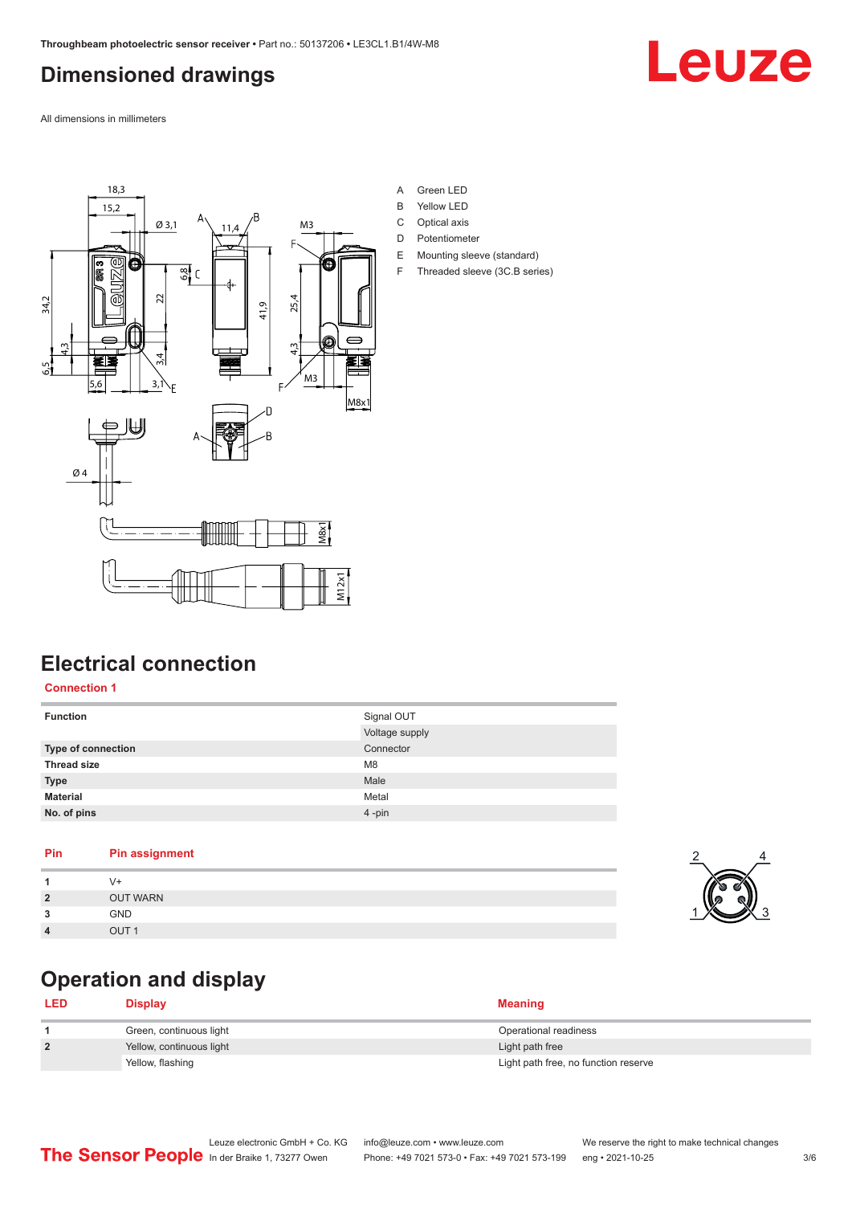## Dimensioned drawings

All dimensions in millimeters

A Green LED
B Yellow LED
C Optical axis
D Potentiometer
E Mounting sleeve (standard)
F Threaded sleeve (3C.B series)

## Electrical connection

### Connection 1

| | |
|---|---|
| **Function** | Signal OUT |
| | Voltage supply |
| **Type of connection** | Connector |
| **Thread size** | M8 |
| **Type** | Male |
| **Material** | Metal |
| **No. of pins** | 4 -pin |

| Pin | Pin assignment |
|---|---|
| **1** | V+ |
| **2** | OUT WARN |
| **3** | GND |
| **4** | OUT 1 |

## Operation and display

| LED | Display | Meaning |
|---|---|---|
| **1** | Green, continuous light | Operational readiness |
| **2** | Yellow, continuous light | Light path free |
| | Yellow, flashing | Light path free, no function reserve |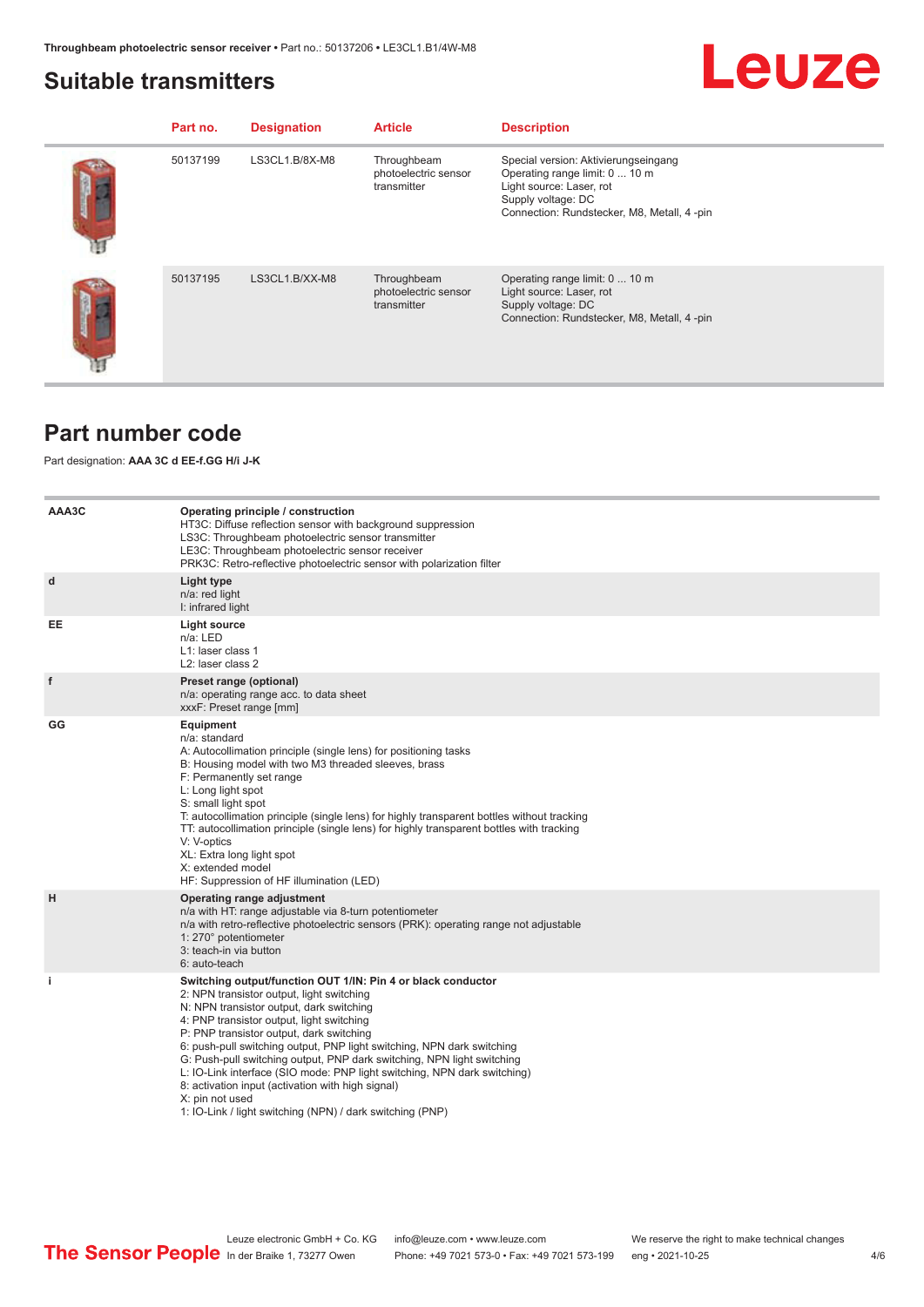## Suitable transmitters

| | Part no. | Designation | Article | Description |
|---|---|---|---|---|
| | 50137199 | LS3CL1.B/8X-M8 | Throughbeam photoelectric sensor transmitter | Special version: Aktivierungseingang<br>Operating range limit: 0 ... 10 m<br>Light source: Laser, rot<br>Supply voltage: DC<br>Connection: Rundstecker, M8, Metall, 4 -pin |
| | 50137195 | LS3CL1.B/XX-M8 | Throughbeam photoelectric sensor transmitter | Operating range limit: 0 ... 10 m<br>Light source: Laser, rot<br>Supply voltage: DC<br>Connection: Rundstecker, M8, Metall, 4 -pin |

## Part number code

Part designation: **AAA 3C d EE-f.GG H/i J-K**

| | |
|---|---|
| AAA3C | **Operating principle / construction**<br>HT3C: Diffuse reflection sensor with background suppression<br>LS3C: Throughbeam photoelectric sensor transmitter<br>LE3C: Throughbeam photoelectric sensor receiver<br>PRK3C: Retro-reflective photoelectric sensor with polarization filter |
| d | **Light type**<br>n/a: red light<br>I: infrared light |
| EE | **Light source**<br>n/a: LED<br>L1: laser class 1<br>L2: laser class 2 |
| f | **Preset range (optional)**<br>n/a: operating range acc. to data sheet<br>xxxF: Preset range [mm] |
| GG | **Equipment**<br>n/a: standard<br>A: Autocollimation principle (single lens) for positioning tasks<br>B: Housing model with two M3 threaded sleeves, brass<br>F: Permanently set range<br>L: Long light spot<br>S: small light spot<br>T: autocollimation principle (single lens) for highly transparent bottles without tracking<br>TT: autocollimation principle (single lens) for highly transparent bottles with tracking<br>V: V-optics<br>XL: Extra long light spot<br>X: extended model<br>HF: Suppression of HF illumination (LED) |
| H | **Operating range adjustment**<br>n/a with HT: range adjustable via 8-turn potentiometer<br>n/a with retro-reflective photoelectric sensors (PRK): operating range not adjustable<br>1: 270° potentiometer<br>3: teach-in via button<br>6: auto-teach |
| i | **Switching output/function OUT 1/IN: Pin 4 or black conductor**<br>2: NPN transistor output, light switching<br>N: NPN transistor output, dark switching<br>4: PNP transistor output, light switching<br>P: PNP transistor output, dark switching<br>6: push-pull switching output, PNP light switching, NPN dark switching<br>G: Push-pull switching output, PNP dark switching, NPN light switching<br>L: IO-Link interface (SIO mode: PNP light switching, NPN dark switching)<br>8: activation input (activation with high signal)<br>X: pin not used<br>1: IO-Link / light switching (NPN) / dark switching (PNP) |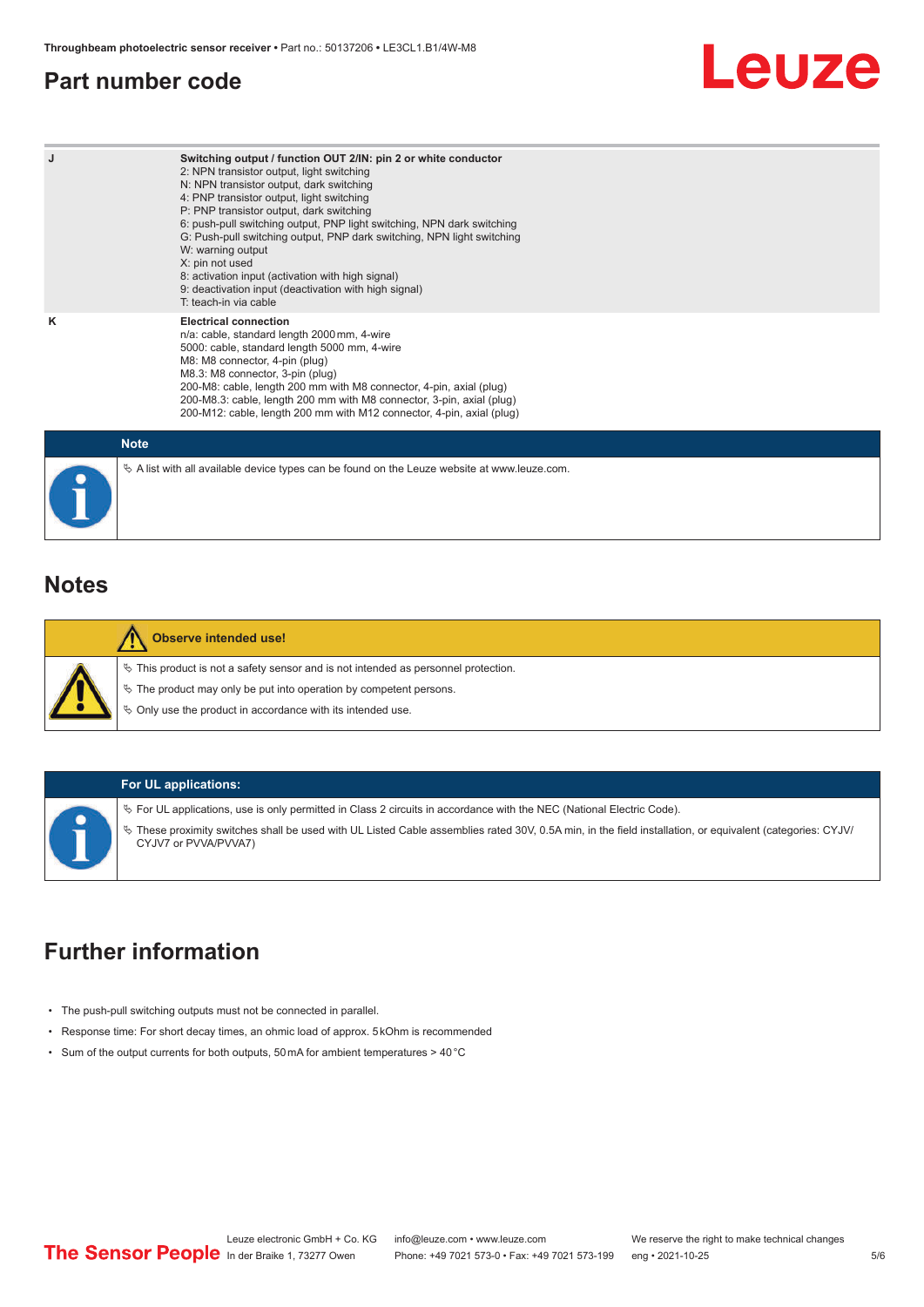# Part number code

| | |
|---|---|
| J | **Switching output / function OUT 2/IN: pin 2 or white conductor**<br>2: NPN transistor output, light switching<br>N: NPN transistor output, dark switching<br>4: PNP transistor output, light switching<br>P: PNP transistor output, dark switching<br>6: push-pull switching output, PNP light switching, NPN dark switching<br>G: Push-pull switching output, PNP dark switching, NPN light switching<br>W: warning output<br>X: pin not used<br>8: activation input (activation with high signal)<br>9: deactivation input (deactivation with high signal)<br>T: teach-in via cable |
| K | **Electrical connection**<br>n/a: cable, standard length 2000 mm, 4-wire<br>5000: cable, standard length 5000 mm, 4-wire<br>M8: M8 connector, 4-pin (plug)<br>M8.3: M8 connector, 3-pin (plug)<br>200-M8: cable, length 200 mm with M8 connector, 4-pin, axial (plug)<br>200-M8.3: cable, length 200 mm with M8 connector, 3-pin, axial (plug)<br>200-M12: cable, length 200 mm with M12 connector, 4-pin, axial (plug) |

**Note**

↳ A list with all available device types can be found on the Leuze website at www.leuze.com.

# Notes

**Observe intended use!**

↳ This product is not a safety sensor and is not intended as personnel protection.

↳ The product may only be put into operation by competent persons.

↳ Only use the product in accordance with its intended use.

**For UL applications:**

↳ For UL applications, use is only permitted in Class 2 circuits in accordance with the NEC (National Electric Code).

↳ These proximity switches shall be used with UL Listed Cable assemblies rated 30V, 0.5A min, in the field installation, or equivalent (categories: CYJV/CYJV7 or PVVA/PVVA7)

# Further information

- The push-pull switching outputs must not be connected in parallel.
- Response time: For short decay times, an ohmic load of approx. 5 kOhm is recommended
- Sum of the output currents for both outputs, 50 mA for ambient temperatures > 40 °C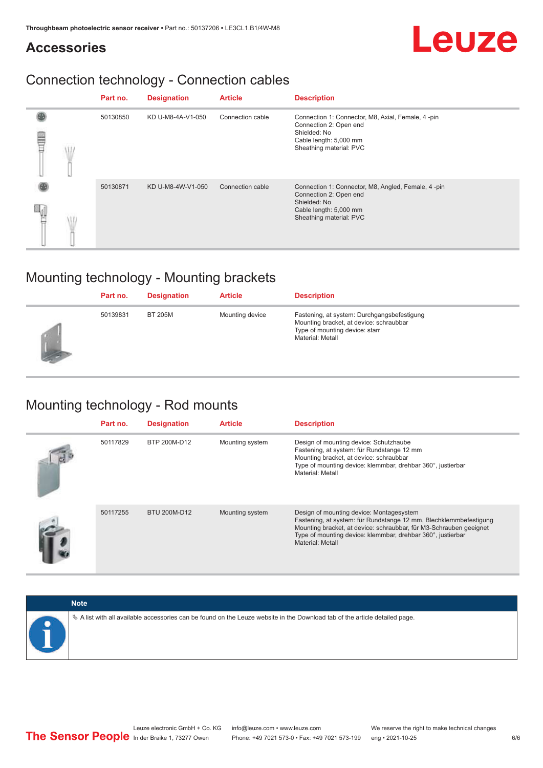## Accessories

## Connection technology - Connection cables

| | Part no. | Designation | Article | Description |
|---|---|---|---|---|
| | 50130850 | KD U-M8-4A-V1-050 | Connection cable | Connection 1: Connector, M8, Axial, Female, 4 -pin<br>Connection 2: Open end<br>Shielded: No<br>Cable length: 5,000 mm<br>Sheathing material: PVC |
| | 50130871 | KD U-M8-4W-V1-050 | Connection cable | Connection 1: Connector, M8, Angled, Female, 4 -pin<br>Connection 2: Open end<br>Shielded: No<br>Cable length: 5,000 mm<br>Sheathing material: PVC |

## Mounting technology - Mounting brackets

| | Part no. | Designation | Article | Description |
|---|---|---|---|---|
| | 50139831 | BT 205M | Mounting device | Fastening, at system: Durchgangsbefestigung<br>Mounting bracket, at device: schraubbar<br>Type of mounting device: starr<br>Material: Metall |

## Mounting technology - Rod mounts

| | Part no. | Designation | Article | Description |
|---|---|---|---|---|
| | 50117829 | BTP 200M-D12 | Mounting system | Design of mounting device: Schutzhaube<br>Fastening, at system: für Rundstange 12 mm<br>Mounting bracket, at device: schraubbar<br>Type of mounting device: klemmbar, drehbar 360°, justierbar<br>Material: Metall |
| | 50117255 | BTU 200M-D12 | Mounting system | Design of mounting device: Montagesystem<br>Fastening, at system: für Rundstange 12 mm, Blechklemmbefestigung<br>Mounting bracket, at device: schraubbar, für M3-Schrauben geeignet<br>Type of mounting device: klemmbar, drehbar 360°, justierbar<br>Material: Metall |

**Note**

↯ A list with all available accessories can be found on the Leuze website in the Download tab of the article detailed page.